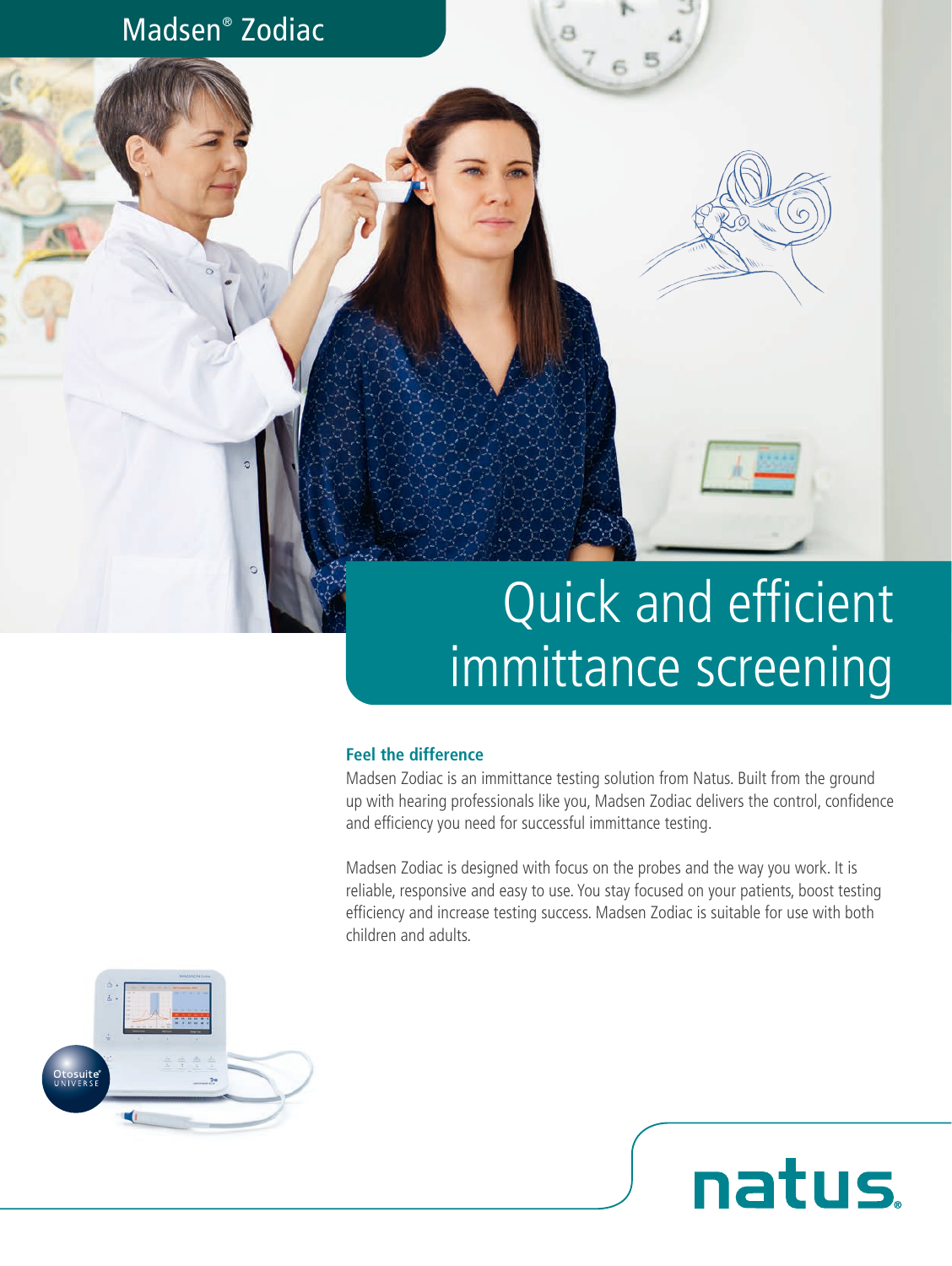Madsen® Zodiac

# Quick and efficient immittance screening

### Feel the difference

Madsen Zodiac is an immittance testing solution from Natus. Built from the ground up with hearing professionals like you, Madsen Zodiac delivers the control, confidence and efficiency you need for successful immittance testing.

Madsen Zodiac is designed with focus on the probes and the way you work. It is reliable, responsive and easy to use. You stay focused on your patients, boost testing efficiency and increase testing success. Madsen Zodiac is suitable for use with both children and adults.

Otosuite® UNIVERSE

natus.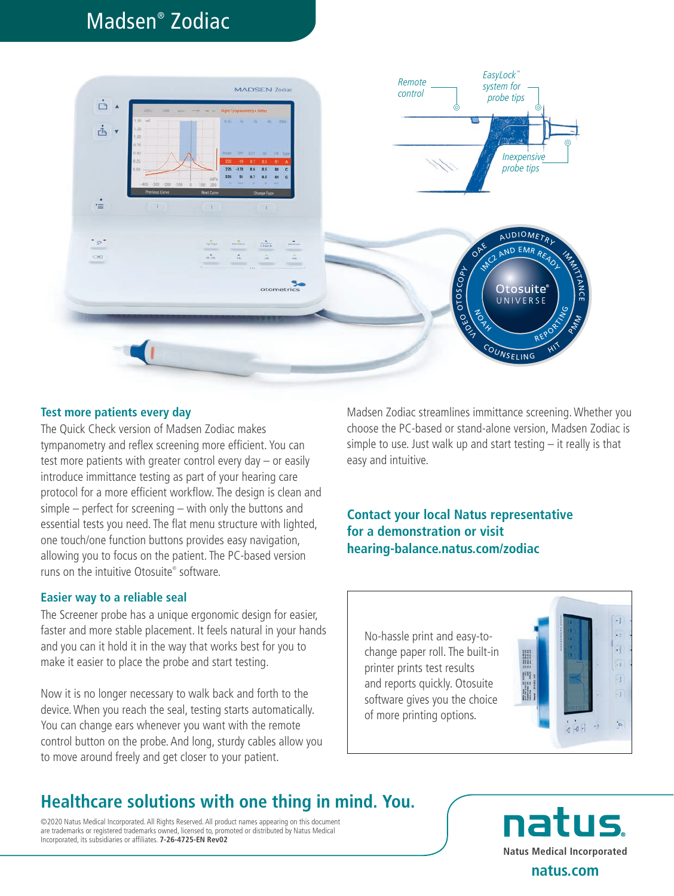# Madsen® Zodiac

Remote control

EasyLock™ system for probe tips

Inexpensive probe tips

## Test more patients every day

The Quick Check version of Madsen Zodiac makes tympanometry and reflex screening more efficient. You can test more patients with greater control every day – or easily introduce immittance testing as part of your hearing care protocol for a more efficient workflow. The design is clean and simple – perfect for screening – with only the buttons and essential tests you need. The flat menu structure with lighted, one touch/one function buttons provides easy navigation, allowing you to focus on the patient. The PC-based version runs on the intuitive Otosuite® software.

## Easier way to a reliable seal

The Screener probe has a unique ergonomic design for easier, faster and more stable placement. It feels natural in your hands and you can it hold it in the way that works best for you to make it easier to place the probe and start testing.

Now it is no longer necessary to walk back and forth to the device. When you reach the seal, testing starts automatically. You can change ears whenever you want with the remote control button on the probe. And long, sturdy cables allow you to move around freely and get closer to your patient.

Madsen Zodiac streamlines immittance screening. Whether you choose the PC-based or stand-alone version, Madsen Zodiac is simple to use. Just walk up and start testing – it really is that easy and intuitive.

## Contact your local Natus representative for a demonstration or visit hearing-balance.natus.com/zodiac

No-hassle print and easy-to-change paper roll. The built-in printer prints test results and reports quickly. Otosuite software gives you the choice of more printing options.

## Healthcare solutions with one thing in mind. You.

©2020 Natus Medical Incorporated. All Rights Reserved. All product names appearing on this document are trademarks or registered trademarks owned, licensed to, promoted or distributed by Natus Medical Incorporated, its subsidiaries or affiliates. **7-26-4725-EN Rev02**

natus.

Natus Medical Incorporated

natus.com